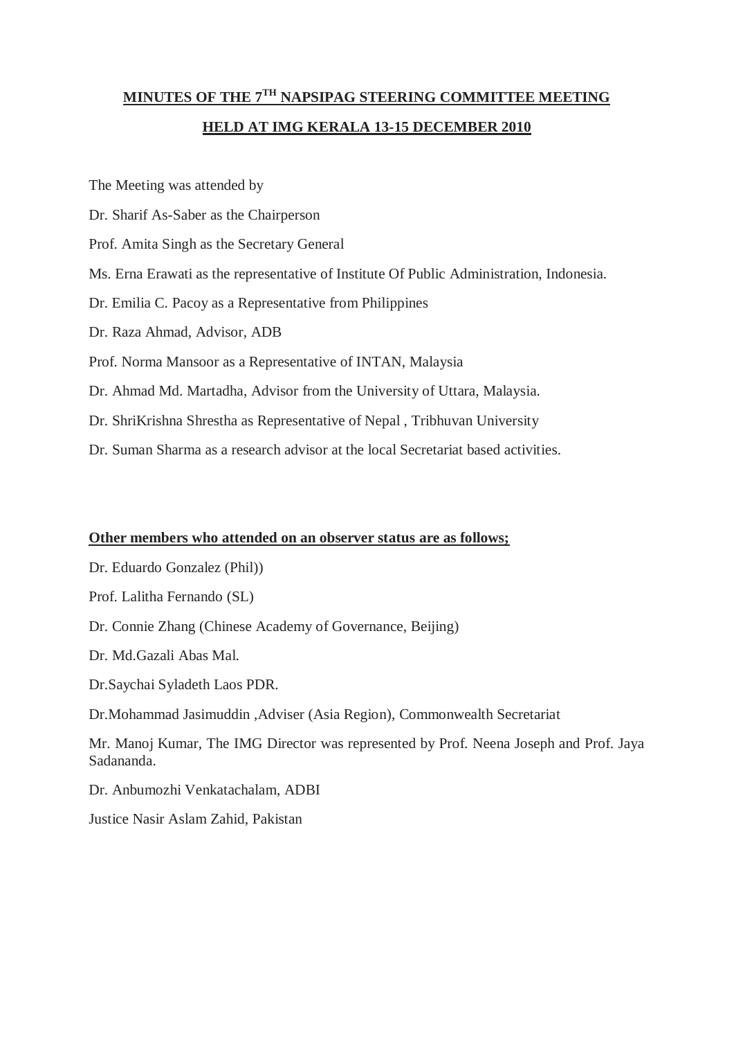# MINUTES OF THE 7[TH] NAPSIPAG STEERING COMMITTEE MEETING

## HELD AT IMG KERALA 13-15 DECEMBER 2010

The Meeting was attended by

Dr. Sharif As-Saber as the Chairperson

Prof. Amita Singh as the Secretary General

Ms. Erna Erawati as the representative of Institute Of Public Administration, Indonesia.

Dr. Emilia C. Pacoy as a Representative from Philippines

Dr. Raza Ahmad, Advisor, ADB

Prof. Norma Mansoor as a Representative of INTAN, Malaysia

Dr. Ahmad Md. Martadha, Advisor from the University of Uttara, Malaysia.

Dr. ShriKrishna Shrestha as Representative of Nepal , Tribhuvan University

Dr. Suman Sharma as a research advisor at the local Secretariat based activities.

**Other members who attended on an observer status are as follows;**

Dr. Eduardo Gonzalez (Phil))

Prof. Lalitha Fernando (SL)

Dr. Connie Zhang (Chinese Academy of Governance, Beijing)

Dr. Md.Gazali Abas Mal.

Dr.Saychai Syladeth Laos PDR.

Dr.Mohammad Jasimuddin ,Adviser (Asia Region), Commonwealth Secretariat

Mr. Manoj Kumar, The IMG Director was represented by Prof. Neena Joseph and Prof. Jaya Sadananda.

Dr. Anbumozhi Venkatachalam, ADBI

Justice Nasir Aslam Zahid, Pakistan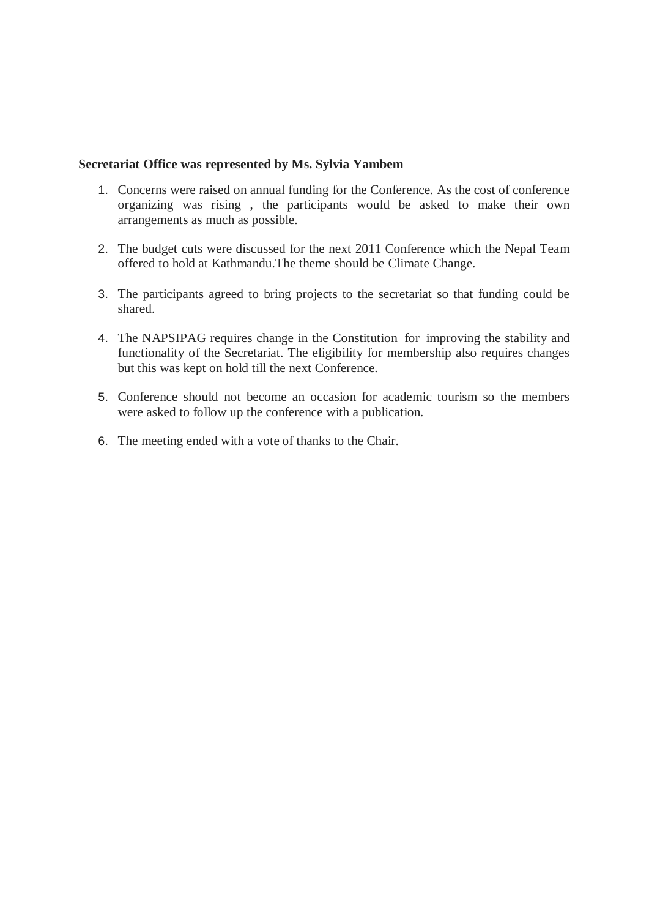**Secretariat Office was represented by Ms. Sylvia Yambem**

1. Concerns were raised on annual funding for the Conference. As the cost of conference organizing was rising , the participants would be asked to make their own arrangements as much as possible.

2. The budget cuts were discussed for the next 2011 Conference which the Nepal Team offered to hold at Kathmandu.The theme should be Climate Change.

3. The participants agreed to bring projects to the secretariat so that funding could be shared.

4. The NAPSIPAG requires change in the Constitution for improving the stability and functionality of the Secretariat. The eligibility for membership also requires changes but this was kept on hold till the next Conference.

5. Conference should not become an occasion for academic tourism so the members were asked to follow up the conference with a publication.

6. The meeting ended with a vote of thanks to the Chair.